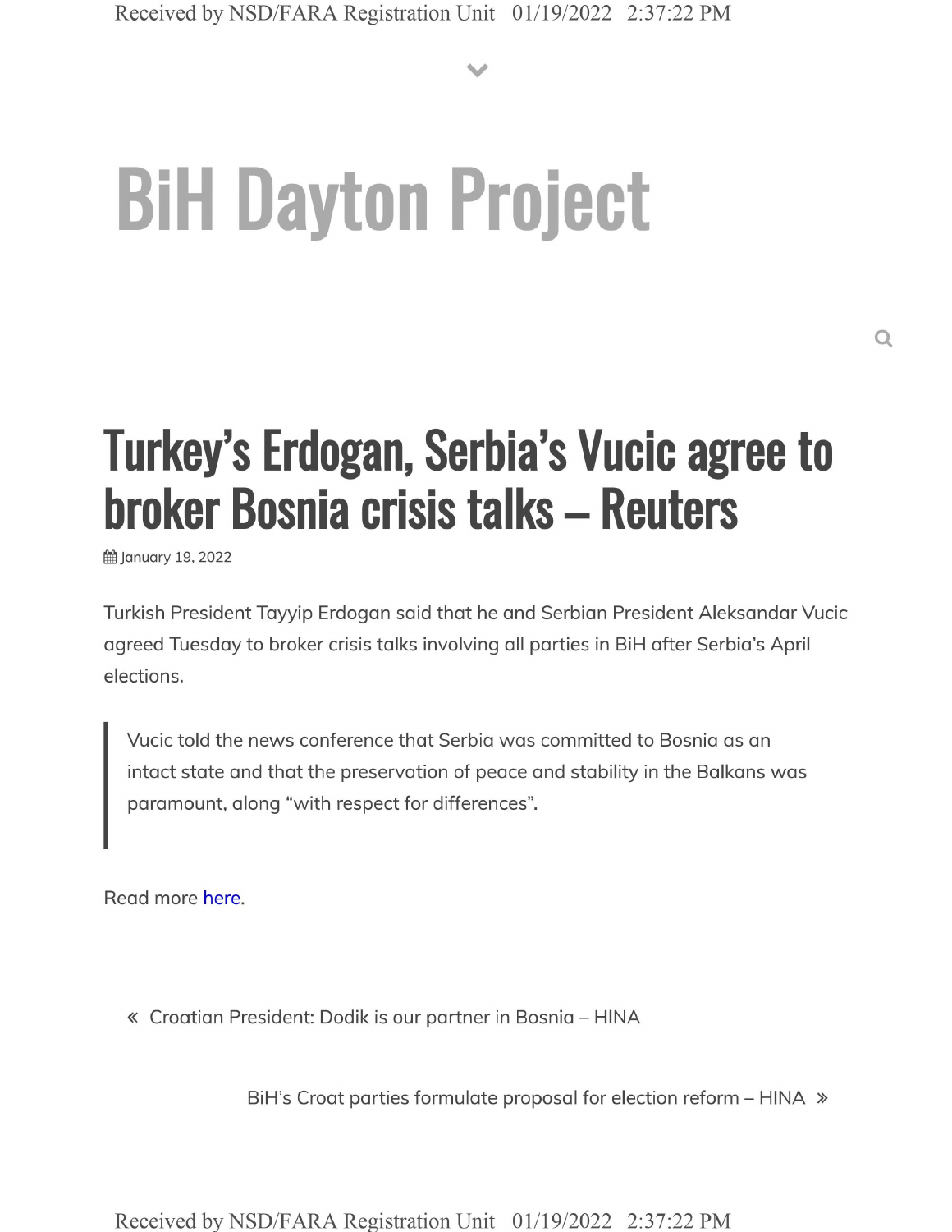# BiH Dayton Project

## Turkey's Erdogan, Serbia's Vucic agree to broker Bosnia crisis talks – Reuters

January 19, 2022

Turkish President Tayyip Erdogan said that he and Serbian President Aleksandar Vucic agreed Tuesday to broker crisis talks involving all parties in BiH after Serbia's April elections.

> Vucic told the news conference that Serbia was committed to Bosnia as an intact state and that the preservation of peace and stability in the Balkans was paramount, along "with respect for differences".

Read more here.

« Croatian President: Dodik is our partner in Bosnia – HINA

BiH's Croat parties formulate proposal for election reform – HINA »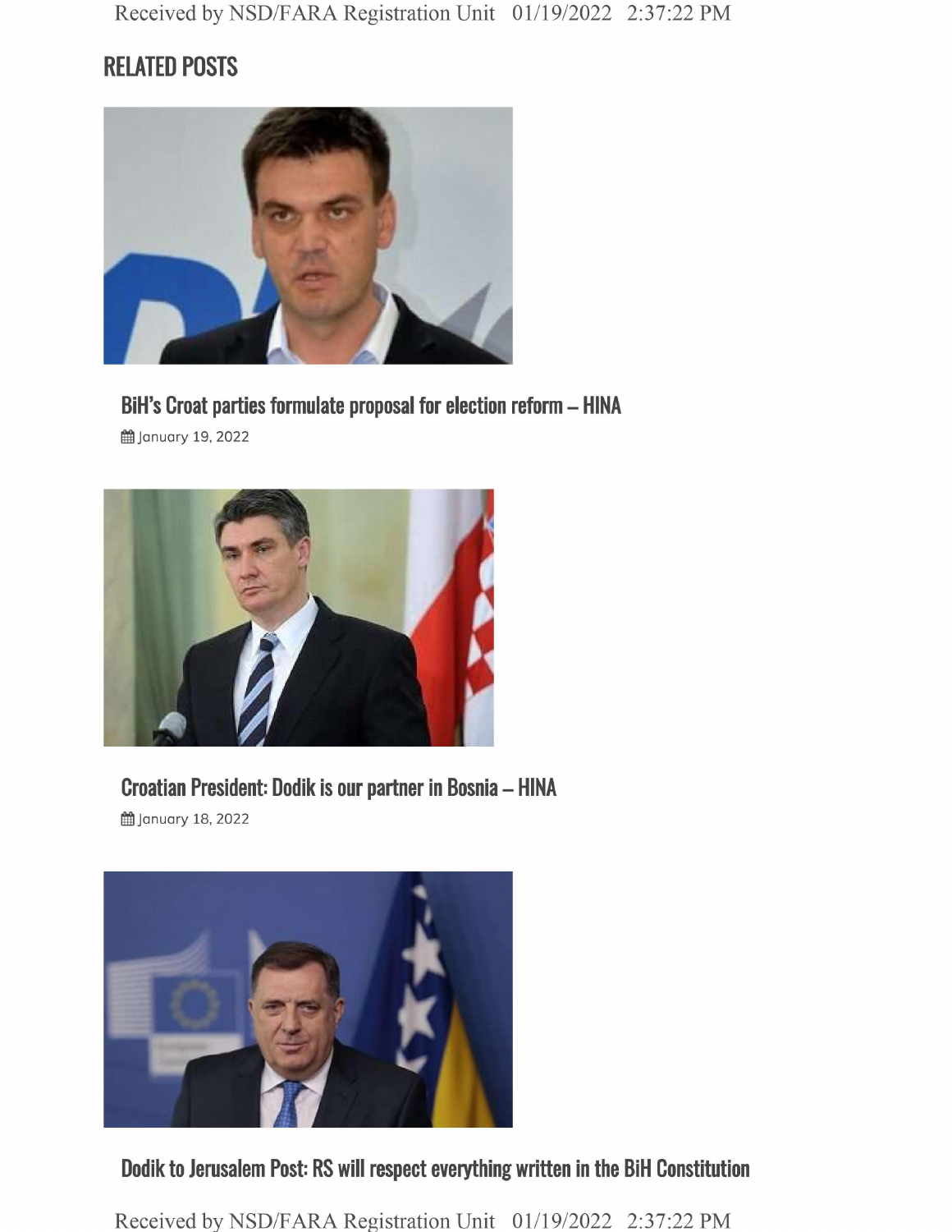## RELATED POSTS

### BiH's Croat parties formulate proposal for election reform – HINA

January 19, 2022

### Croatian President: Dodik is our partner in Bosnia – HINA

January 18, 2022

### Dodik to Jerusalem Post: RS will respect everything written in the BiH Constitution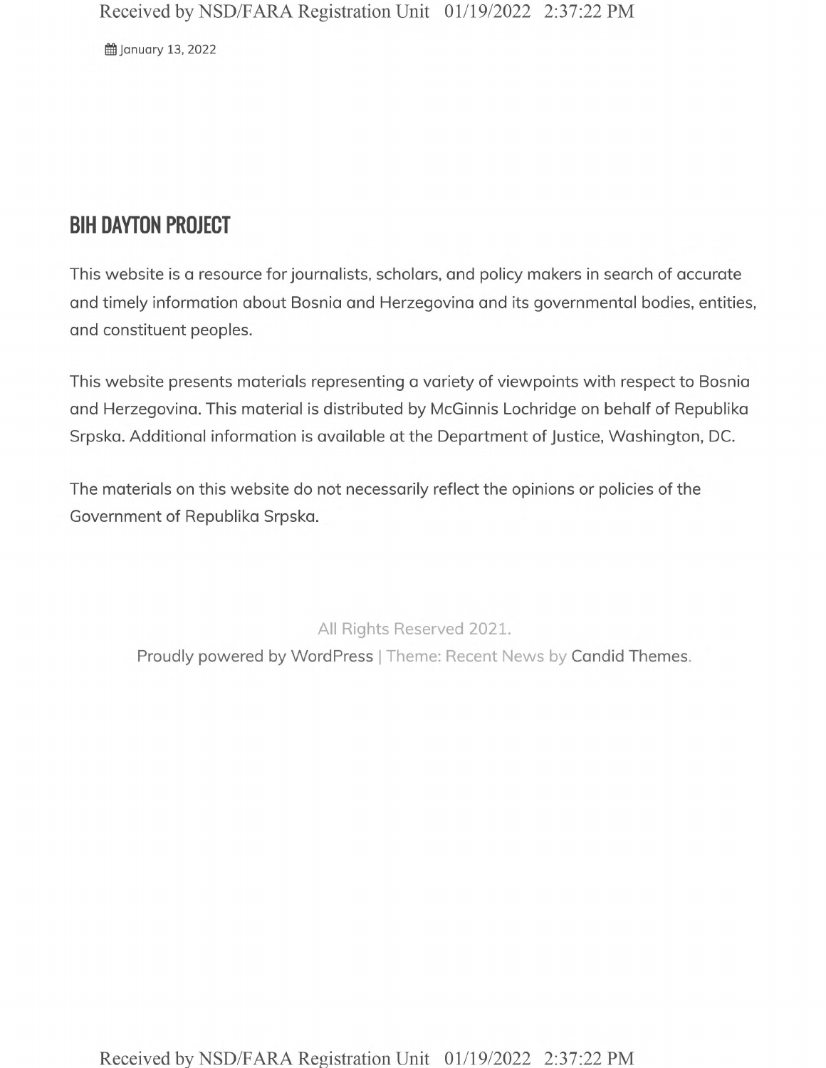January 13, 2022

## BIH DAYTON PROJECT

This website is a resource for journalists, scholars, and policy makers in search of accurate and timely information about Bosnia and Herzegovina and its governmental bodies, entities, and constituent peoples.

This website presents materials representing a variety of viewpoints with respect to Bosnia and Herzegovina. This material is distributed by McGinnis Lochridge on behalf of Republika Srpska. Additional information is available at the Department of Justice, Washington, DC.

The materials on this website do not necessarily reflect the opinions or policies of the Government of Republika Srpska.

All Rights Reserved 2021.

Proudly powered by WordPress | Theme: Recent News by Candid Themes.